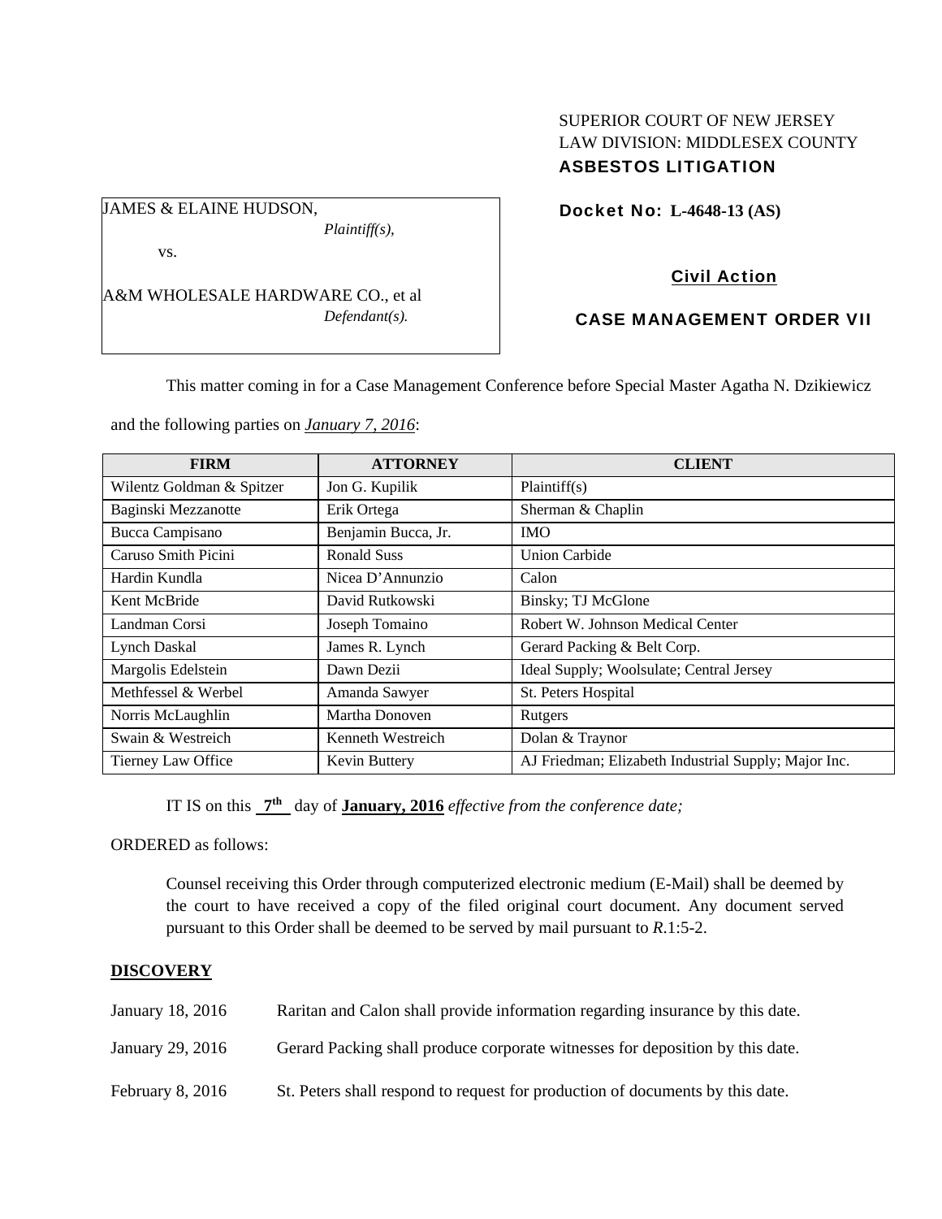SUPERIOR COURT OF NEW JERSEY
LAW DIVISION: MIDDLESEX COUNTY
**ASBESTOS LITIGATION**

JAMES & ELAINE HUDSON,
*Plaintiff(s),*

vs.

A&M WHOLESALE HARDWARE CO., et al
*Defendant(s).*

**Docket No: L-4648-13 (AS)**

**Civil Action**

**CASE MANAGEMENT ORDER VII**

This matter coming in for a Case Management Conference before Special Master Agatha N. Dzikiewicz and the following parties on *January 7, 2016*:

| FIRM | ATTORNEY | CLIENT |
|---|---|---|
| Wilentz Goldman & Spitzer | Jon G. Kupilik | Plaintiff(s) |
| Baginski Mezzanotte | Erik Ortega | Sherman & Chaplin |
| Bucca Campisano | Benjamin Bucca, Jr. | IMO |
| Caruso Smith Picini | Ronald Suss | Union Carbide |
| Hardin Kundla | Nicea D'Annunzio | Calon |
| Kent McBride | David Rutkowski | Binsky; TJ McGlone |
| Landman Corsi | Joseph Tomaino | Robert W. Johnson Medical Center |
| Lynch Daskal | James R. Lynch | Gerard Packing & Belt Corp. |
| Margolis Edelstein | Dawn Dezii | Ideal Supply; Woolsulate; Central Jersey |
| Methfessel & Werbel | Amanda Sawyer | St. Peters Hospital |
| Norris McLaughlin | Martha Donoven | Rutgers |
| Swain & Westreich | Kenneth Westreich | Dolan & Traynor |
| Tierney Law Office | Kevin Buttery | AJ Friedman; Elizabeth Industrial Supply; Major Inc. |

IT IS on this **7th** day of **January, 2016** *effective from the conference date;*

ORDERED as follows:

Counsel receiving this Order through computerized electronic medium (E-Mail) shall be deemed by the court to have received a copy of the filed original court document. Any document served pursuant to this Order shall be deemed to be served by mail pursuant to *R*.1:5-2.

**DISCOVERY**

January 18, 2016 Raritan and Calon shall provide information regarding insurance by this date.

January 29, 2016 Gerard Packing shall produce corporate witnesses for deposition by this date.

February 8, 2016 St. Peters shall respond to request for production of documents by this date.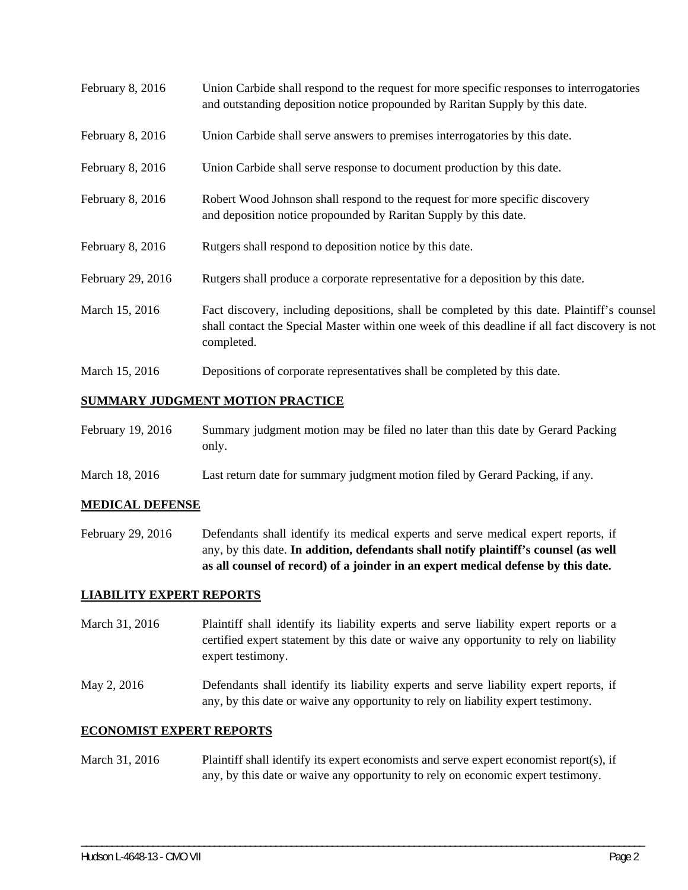| | |
|---|---|
| February 8, 2016 | Union Carbide shall respond to the request for more specific responses to interrogatories and outstanding deposition notice propounded by Raritan Supply by this date. |
| February 8, 2016 | Union Carbide shall serve answers to premises interrogatories by this date. |
| February 8, 2016 | Union Carbide shall serve response to document production by this date. |
| February 8, 2016 | Robert Wood Johnson shall respond to the request for more specific discovery and deposition notice propounded by Raritan Supply by this date. |
| February 8, 2016 | Rutgers shall respond to deposition notice by this date. |
| February 29, 2016 | Rutgers shall produce a corporate representative for a deposition by this date. |
| March 15, 2016 | Fact discovery, including depositions, shall be completed by this date. Plaintiff's counsel shall contact the Special Master within one week of this deadline if all fact discovery is not completed. |
| March 15, 2016 | Depositions of corporate representatives shall be completed by this date. |

## SUMMARY JUDGMENT MOTION PRACTICE

| | |
|---|---|
| February 19, 2016 | Summary judgment motion may be filed no later than this date by Gerard Packing only. |
| March 18, 2016 | Last return date for summary judgment motion filed by Gerard Packing, if any. |

## MEDICAL DEFENSE

| | |
|---|---|
| February 29, 2016 | Defendants shall identify its medical experts and serve medical expert reports, if any, by this date. **In addition, defendants shall notify plaintiff's counsel (as well as all counsel of record) of a joinder in an expert medical defense by this date.** |

## LIABILITY EXPERT REPORTS

| | |
|---|---|
| March 31, 2016 | Plaintiff shall identify its liability experts and serve liability expert reports or a certified expert statement by this date or waive any opportunity to rely on liability expert testimony. |
| May 2, 2016 | Defendants shall identify its liability experts and serve liability expert reports, if any, by this date or waive any opportunity to rely on liability expert testimony. |

## ECONOMIST EXPERT REPORTS

| | |
|---|---|
| March 31, 2016 | Plaintiff shall identify its expert economists and serve expert economist report(s), if any, by this date or waive any opportunity to rely on economic expert testimony. |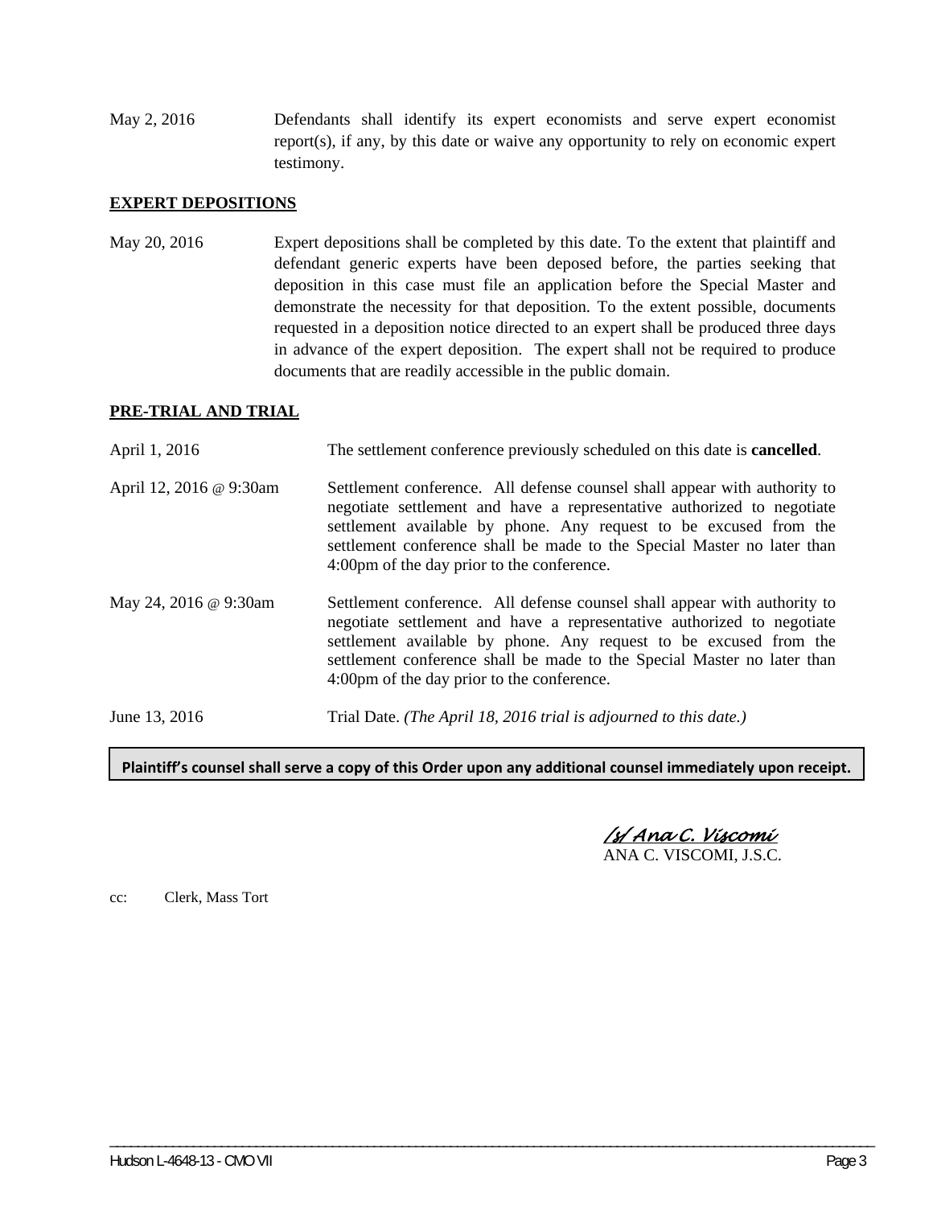| | |
|---|---|
| May 2, 2016 | Defendants shall identify its expert economists and serve expert economist report(s), if any, by this date or waive any opportunity to rely on economic expert testimony. |

**EXPERT DEPOSITIONS**

| | |
|---|---|
| May 20, 2016 | Expert depositions shall be completed by this date. To the extent that plaintiff and defendant generic experts have been deposed before, the parties seeking that deposition in this case must file an application before the Special Master and demonstrate the necessity for that deposition. To the extent possible, documents requested in a deposition notice directed to an expert shall be produced three days in advance of the expert deposition. The expert shall not be required to produce documents that are readily accessible in the public domain. |

**PRE-TRIAL AND TRIAL**

| | |
|---|---|
| April 1, 2016 | The settlement conference previously scheduled on this date is **cancelled**. |
| April 12, 2016 @ 9:30am | Settlement conference. All defense counsel shall appear with authority to negotiate settlement and have a representative authorized to negotiate settlement available by phone. Any request to be excused from the settlement conference shall be made to the Special Master no later than 4:00pm of the day prior to the conference. |
| May 24, 2016 @ 9:30am | Settlement conference. All defense counsel shall appear with authority to negotiate settlement and have a representative authorized to negotiate settlement available by phone. Any request to be excused from the settlement conference shall be made to the Special Master no later than 4:00pm of the day prior to the conference. |
| June 13, 2016 | Trial Date. *(The April 18, 2016 trial is adjourned to this date.)* |

**Plaintiff's counsel shall serve a copy of this Order upon any additional counsel immediately upon receipt.**

*/s/ Ana C. Viscomi*
ANA C. VISCOMI, J.S.C.

cc: Clerk, Mass Tort